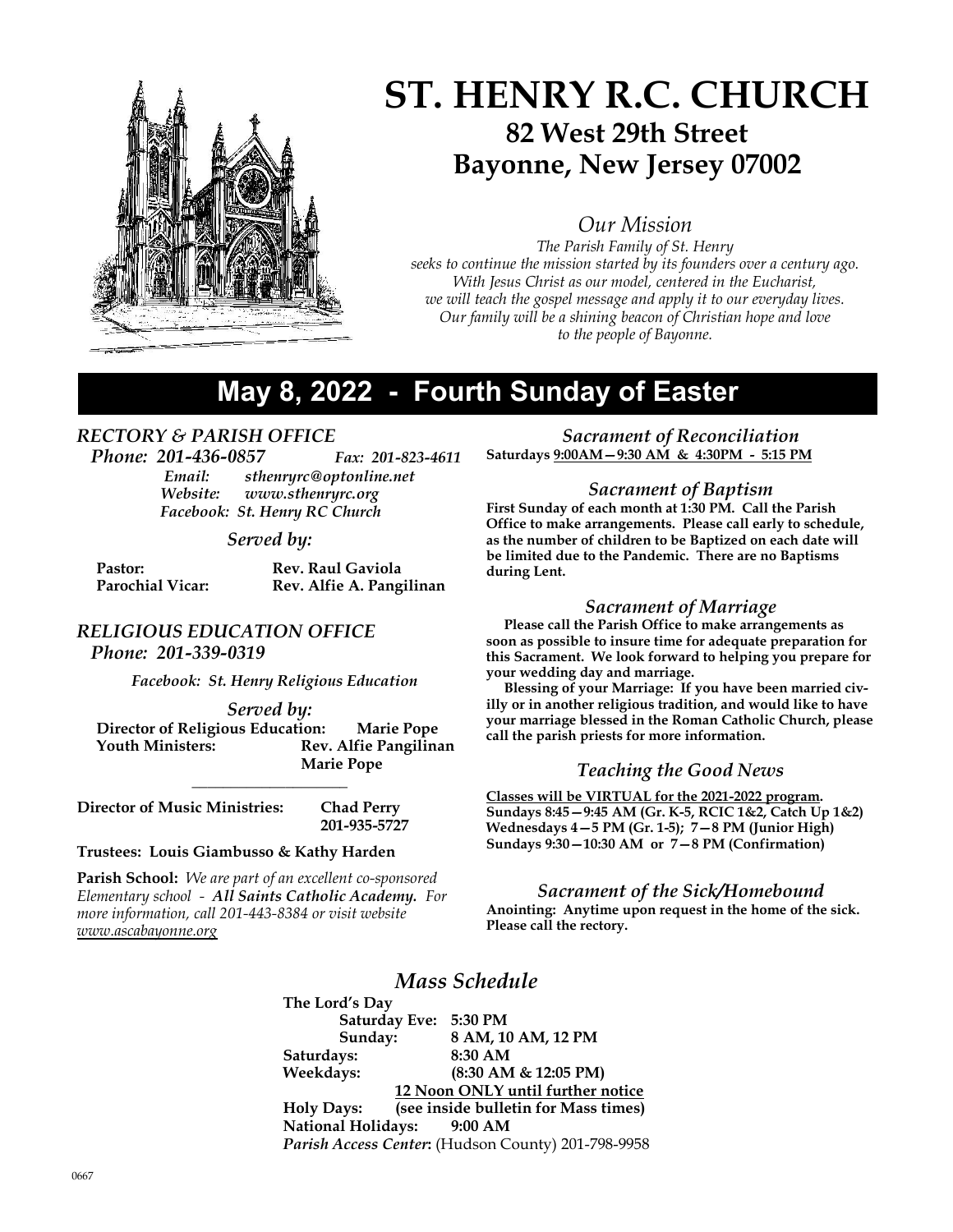# ST. HENRY R.C. CHURCH

## 82 West 29th Street
## Bayonne, New Jersey 07002

### *Our Mission*

*The Parish Family of St. Henry seeks to continue the mission started by its founders over a century ago. With Jesus Christ as our model, centered in the Eucharist, we will teach the gospel message and apply it to our everyday lives. Our family will be a shining beacon of Christian hope and love to the people of Bayonne.*

## May 8, 2022 - Fourth Sunday of Easter

### *RECTORY & PARISH OFFICE*

***Phone: 201-436-0857*** *Fax: 201-823-4611*
*Email: sthenryrc@optonline.net*
*Website: www.sthenryrc.org*
*Facebook: St. Henry RC Church*

*Served by:*

**Pastor:** **Rev. Raul Gaviola**
**Parochial Vicar:** **Rev. Alfie A. Pangilinan**

### *RELIGIOUS EDUCATION OFFICE*

***Phone: 201-339-0319***

*Facebook: St. Henry Religious Education*

*Served by:*

**Director of Religious Education:** **Marie Pope**
**Youth Ministers:** **Rev. Alfie Pangilinan**
**Marie Pope**

---

**Director of Music Ministries:** **Chad Perry**
**201-935-5727**

**Trustees: Louis Giambusso & Kathy Harden**

**Parish School:** *We are part of an excellent co-sponsored Elementary school -* ***All Saints Catholic Academy.*** *For more information, call 201-443-8384 or visit website www.ascabayonne.org*

### *Sacrament of Reconciliation*

**Saturdays 9:00AM—9:30 AM & 4:30PM - 5:15 PM**

### *Sacrament of Baptism*

**First Sunday of each month at 1:30 PM. Call the Parish Office to make arrangements. Please call early to schedule, as the number of children to be Baptized on each date will be limited due to the Pandemic. There are no Baptisms during Lent.**

### *Sacrament of Marriage*

**Please call the Parish Office to make arrangements as soon as possible to insure time for adequate preparation for this Sacrament. We look forward to helping you prepare for your wedding day and marriage.**

**Blessing of your Marriage: If you have been married civilly or in another religious tradition, and would like to have your marriage blessed in the Roman Catholic Church, please call the parish priests for more information.**

### *Teaching the Good News*

**Classes will be VIRTUAL for the 2021-2022 program.**
**Sundays 8:45—9:45 AM (Gr. K-5, RCIC 1&2, Catch Up 1&2)**
**Wednesdays 4—5 PM (Gr. 1-5); 7—8 PM (Junior High)**
**Sundays 9:30—10:30 AM or 7—8 PM (Confirmation)**

### *Sacrament of the Sick/Homebound*

**Anointing: Anytime upon request in the home of the sick. Please call the rectory.**

### *Mass Schedule*

**The Lord's Day**
**Saturday Eve:** **5:30 PM**
**Sunday:** **8 AM, 10 AM, 12 PM**
**Saturdays:** **8:30 AM**
**Weekdays:** **(8:30 AM & 12:05 PM)**
**12 Noon ONLY until further notice**
**Holy Days:** **(see inside bulletin for Mass times)**
**National Holidays:** **9:00 AM**
***Parish Access Center*:** (Hudson County) 201-798-9958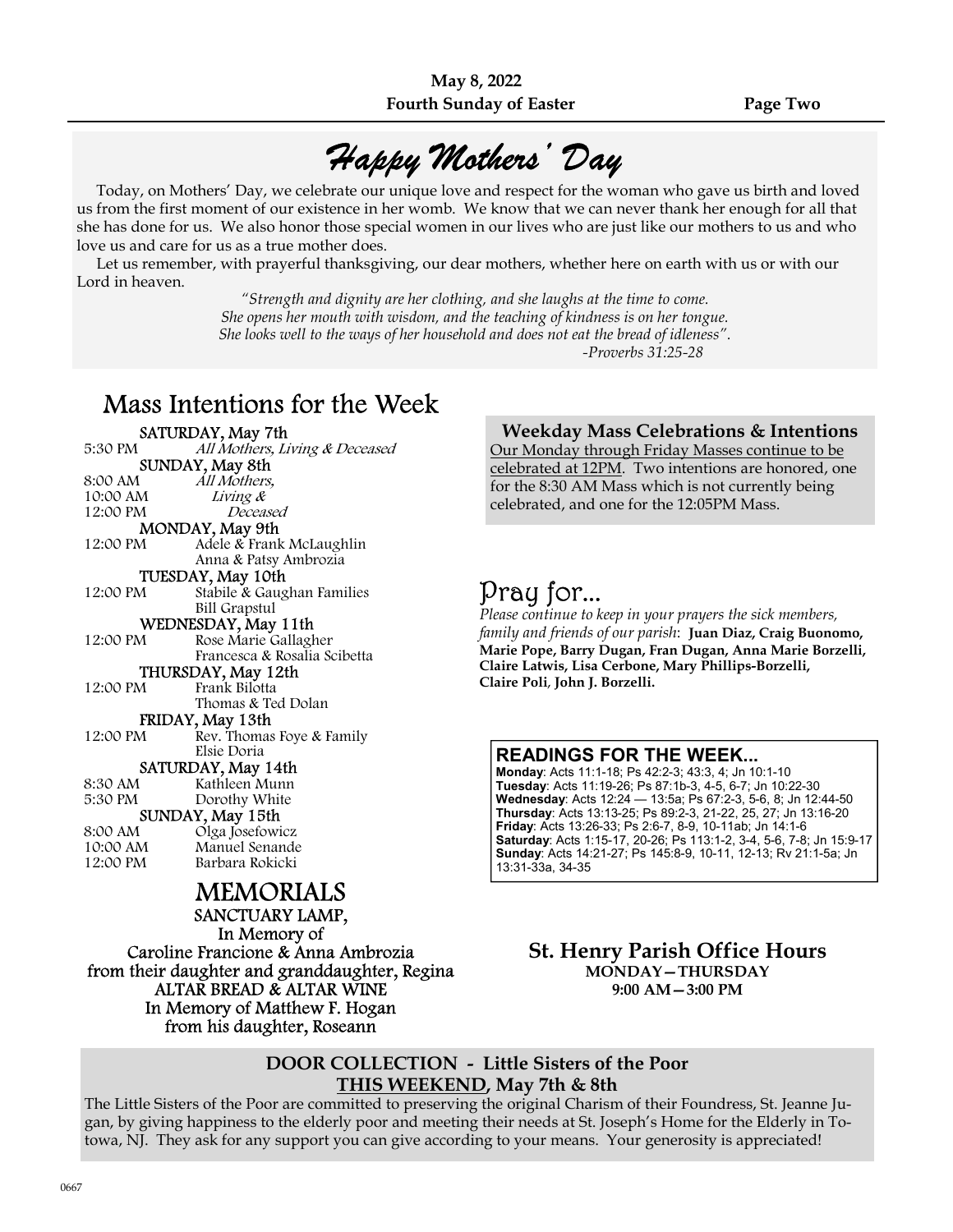# *Happy Mothers' Day*

Today, on Mothers' Day, we celebrate our unique love and respect for the woman who gave us birth and loved us from the first moment of our existence in her womb. We know that we can never thank her enough for all that she has done for us. We also honor those special women in our lives who are just like our mothers to us and who love us and care for us as a true mother does.

Let us remember, with prayerful thanksgiving, our dear mothers, whether here on earth with us or with our Lord in heaven.

*"Strength and dignity are her clothing, and she laughs at the time to come.*
*She opens her mouth with wisdom, and the teaching of kindness is on her tongue.*
*She looks well to the ways of her household and does not eat the bread of idleness".*
*-Proverbs 31:25-28*

## Mass Intentions for the Week

**SATURDAY, May 7th**
5:30 PM — *All Mothers, Living & Deceased*

**SUNDAY, May 8th**
8:00 AM — *All Mothers,*
10:00 AM — *Living &*
12:00 PM — *Deceased*

**MONDAY, May 9th**
12:00 PM — Adele & Frank McLaughlin
Anna & Patsy Ambrozia

**TUESDAY, May 10th**
12:00 PM — Stabile & Gaughan Families
Bill Grapstul

**WEDNESDAY, May 11th**
12:00 PM — Rose Marie Gallagher
Francesca & Rosalia Scibetta

**THURSDAY, May 12th**
12:00 PM — Frank Bilotta
Thomas & Ted Dolan

**FRIDAY, May 13th**
12:00 PM — Rev. Thomas Foye & Family
Elsie Doria

**SATURDAY, May 14th**
8:30 AM — Kathleen Munn
5:30 PM — Dorothy White

**SUNDAY, May 15th**
8:00 AM — Olga Josefowicz
10:00 AM — Manuel Senande
12:00 PM — Barbara Rokicki

## MEMORIALS

**SANCTUARY LAMP,**
In Memory of
Caroline Francione & Anna Ambrozia
from their daughter and granddaughter, Regina

**ALTAR BREAD & ALTAR WINE**
In Memory of Matthew F. Hogan
from his daughter, Roseann

### Weekday Mass Celebrations & Intentions

Our Monday through Friday Masses continue to be celebrated at 12PM. Two intentions are honored, one for the 8:30 AM Mass which is not currently being celebrated, and one for the 12:05PM Mass.

## Pray for...

*Please continue to keep in your prayers the sick members, family and friends of our parish*: **Juan Diaz, Craig Buonomo, Marie Pope, Barry Dugan, Fran Dugan, Anna Marie Borzelli, Claire Latwis, Lisa Cerbone, Mary Phillips-Borzelli, Claire Poli, John J. Borzelli.**

### READINGS FOR THE WEEK...

**Monday**: Acts 11:1-18; Ps 42:2-3; 43:3, 4; Jn 10:1-10
**Tuesday**: Acts 11:19-26; Ps 87:1b-3, 4-5, 6-7; Jn 10:22-30
**Wednesday**: Acts 12:24 — 13:5a; Ps 67:2-3, 5-6, 8; Jn 12:44-50
**Thursday**: Acts 13:13-25; Ps 89:2-3, 21-22, 25, 27; Jn 13:16-20
**Friday**: Acts 13:26-33; Ps 2:6-7, 8-9, 10-11ab; Jn 14:1-6
**Saturday**: Acts 1:15-17, 20-26; Ps 113:1-2, 3-4, 5-6, 7-8; Jn 15:9-17
**Sunday**: Acts 14:21-27; Ps 145:8-9, 10-11, 12-13; Rv 21:1-5a; Jn 13:31-33a, 34-35

### St. Henry Parish Office Hours

**MONDAY—THURSDAY**
**9:00 AM—3:00 PM**

### DOOR COLLECTION - Little Sisters of the Poor

**THIS WEEKEND, May 7th & 8th**

The Little Sisters of the Poor are committed to preserving the original Charism of their Foundress, St. Jeanne Jugan, by giving happiness to the elderly poor and meeting their needs at St. Joseph's Home for the Elderly in Totowa, NJ. They ask for any support you can give according to your means. Your generosity is appreciated!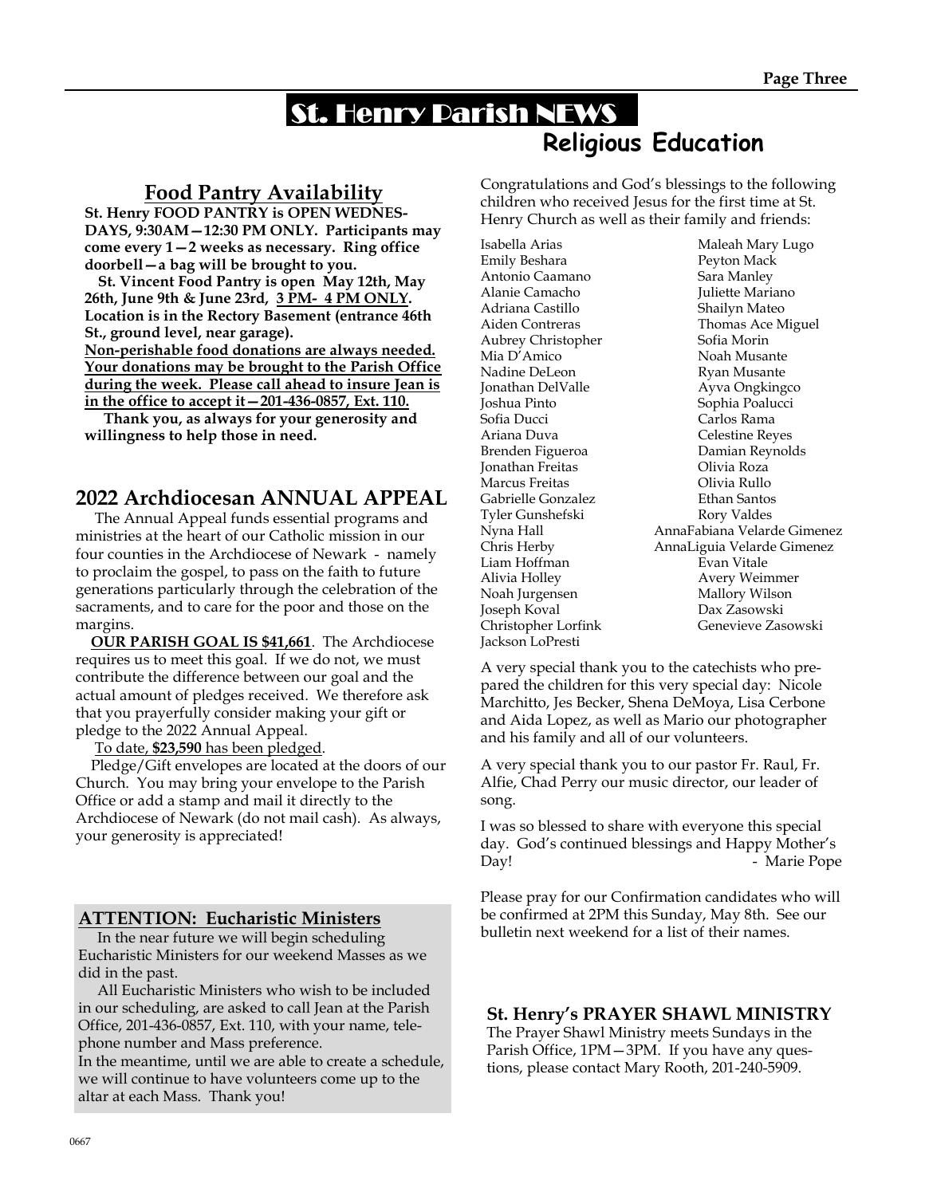# St. Henry Parish NEWS

## Food Pantry Availability

**St. Henry FOOD PANTRY is OPEN WEDNESDAYS, 9:30AM—12:30 PM ONLY. Participants may come every 1—2 weeks as necessary. Ring office doorbell—a bag will be brought to you.**

**St. Vincent Food Pantry is open May 12th, May 26th, June 9th & June 23rd, <u>3 PM- 4 PM ONLY</u>. Location is in the Rectory Basement (entrance 46th St., ground level, near garage).**

**<u>Non-perishable food donations are always needed. Your donations may be brought to the Parish Office during the week. Please call ahead to insure Jean is in the office to accept it—201-436-0857, Ext. 110.</u>**

**Thank you, as always for your generosity and willingness to help those in need.**

## 2022 Archdiocesan ANNUAL APPEAL

The Annual Appeal funds essential programs and ministries at the heart of our Catholic mission in our four counties in the Archdiocese of Newark - namely to proclaim the gospel, to pass on the faith to future generations particularly through the celebration of the sacraments, and to care for the poor and those on the margins.

**<u>OUR PARISH GOAL IS $41,661</u>**. The Archdiocese requires us to meet this goal. If we do not, we must contribute the difference between our goal and the actual amount of pledges received. We therefore ask that you prayerfully consider making your gift or pledge to the 2022 Annual Appeal.

<u>To date, **$23,590** has been pledged</u>.

Pledge/Gift envelopes are located at the doors of our Church. You may bring your envelope to the Parish Office or add a stamp and mail it directly to the Archdiocese of Newark (do not mail cash). As always, your generosity is appreciated!

## ATTENTION: Eucharistic Ministers

In the near future we will begin scheduling Eucharistic Ministers for our weekend Masses as we did in the past.

All Eucharistic Ministers who wish to be included in our scheduling, are asked to call Jean at the Parish Office, 201-436-0857, Ext. 110, with your name, telephone number and Mass preference.

In the meantime, until we are able to create a schedule, we will continue to have volunteers come up to the altar at each Mass. Thank you!

## Religious Education

Congratulations and God's blessings to the following children who received Jesus for the first time at St. Henry Church as well as their family and friends:

Isabella Arias
Emily Beshara
Antonio Caamano
Alanie Camacho
Adriana Castillo
Aiden Contreras
Aubrey Christopher
Mia D'Amico
Nadine DeLeon
Jonathan DelValle
Joshua Pinto
Sofia Ducci
Ariana Duva
Brenden Figueroa
Jonathan Freitas
Marcus Freitas
Gabrielle Gonzalez
Tyler Gunshefski
Nyna Hall
Chris Herby
Liam Hoffman
Alivia Holley
Noah Jurgensen
Joseph Koval
Christopher Lorfink
Jackson LoPresti
Maleah Mary Lugo
Peyton Mack
Sara Manley
Juliette Mariano
Shailyn Mateo
Thomas Ace Miguel
Sofia Morin
Noah Musante
Ryan Musante
Ayva Ongkingco
Sophia Poalucci
Carlos Rama
Celestine Reyes
Damian Reynolds
Olivia Roza
Olivia Rullo
Ethan Santos
Rory Valdes
AnnaFabiana Velarde Gimenez
AnnaLiguia Velarde Gimenez
Evan Vitale
Avery Weimmer
Mallory Wilson
Dax Zasowski
Genevieve Zasowski

A very special thank you to the catechists who prepared the children for this very special day: Nicole Marchitto, Jes Becker, Shena DeMoya, Lisa Cerbone and Aida Lopez, as well as Mario our photographer and his family and all of our volunteers.

A very special thank you to our pastor Fr. Raul, Fr. Alfie, Chad Perry our music director, our leader of song.

I was so blessed to share with everyone this special day. God's continued blessings and Happy Mother's Day!

\- Marie Pope

Please pray for our Confirmation candidates who will be confirmed at 2PM this Sunday, May 8th. See our bulletin next weekend for a list of their names.

## St. Henry's PRAYER SHAWL MINISTRY

The Prayer Shawl Ministry meets Sundays in the Parish Office, 1PM—3PM. If you have any questions, please contact Mary Rooth, 201-240-5909.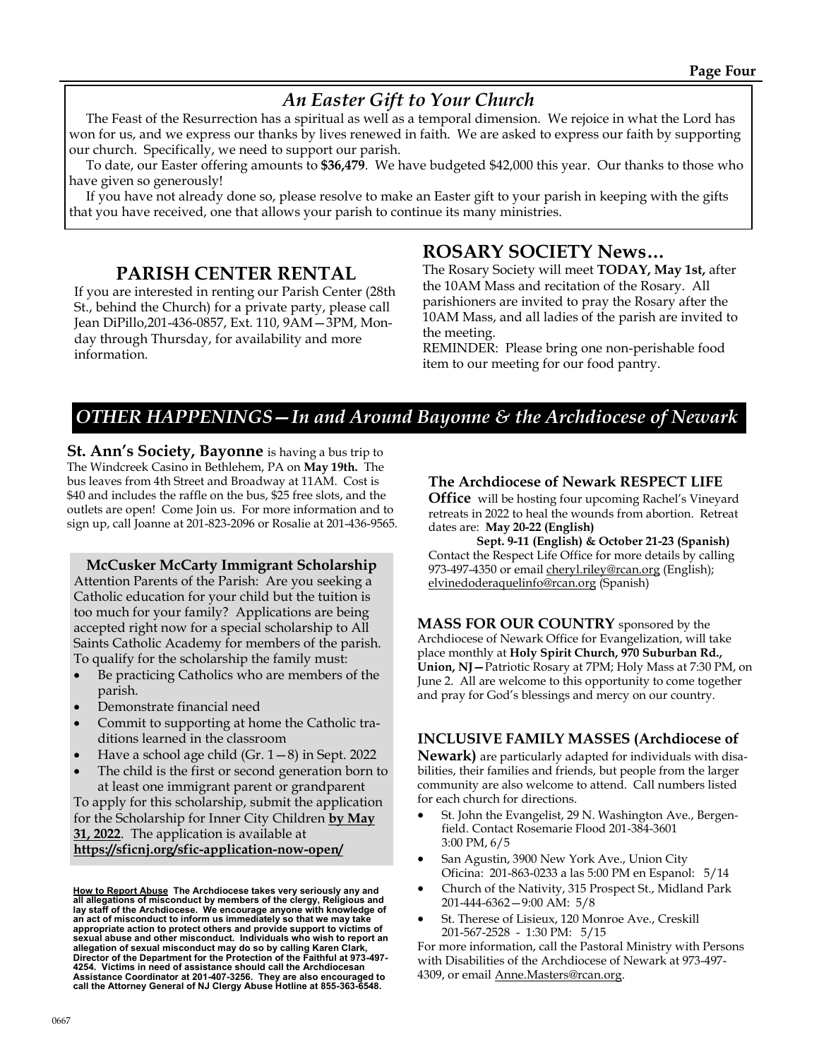## *An Easter Gift to Your Church*

The Feast of the Resurrection has a spiritual as well as a temporal dimension. We rejoice in what the Lord has won for us, and we express our thanks by lives renewed in faith. We are asked to express our faith by supporting our church. Specifically, we need to support our parish.

To date, our Easter offering amounts to **$36,479**. We have budgeted $42,000 this year. Our thanks to those who have given so generously!

If you have not already done so, please resolve to make an Easter gift to your parish in keeping with the gifts that you have received, one that allows your parish to continue its many ministries.

## PARISH CENTER RENTAL

If you are interested in renting our Parish Center (28th St., behind the Church) for a private party, please call Jean DiPillo,201-436-0857, Ext. 110, 9AM—3PM, Monday through Thursday, for availability and more information.

## ROSARY SOCIETY News…

The Rosary Society will meet **TODAY, May 1st,** after the 10AM Mass and recitation of the Rosary. All parishioners are invited to pray the Rosary after the 10AM Mass, and all ladies of the parish are invited to the meeting.

REMINDER: Please bring one non-perishable food item to our meeting for our food pantry.

## *OTHER HAPPENINGS—In and Around Bayonne & the Archdiocese of Newark*

**St. Ann's Society, Bayonne** is having a bus trip to The Windcreek Casino in Bethlehem, PA on **May 19th.** The bus leaves from 4th Street and Broadway at 11AM. Cost is $40 and includes the raffle on the bus, $25 free slots, and the outlets are open! Come Join us. For more information and to sign up, call Joanne at 201-823-2096 or Rosalie at 201-436-9565.

**McCusker McCarty Immigrant Scholarship**

Attention Parents of the Parish: Are you seeking a Catholic education for your child but the tuition is too much for your family? Applications are being accepted right now for a special scholarship to All Saints Catholic Academy for members of the parish. To qualify for the scholarship the family must:

- Be practicing Catholics who are members of the parish.
- Demonstrate financial need
- Commit to supporting at home the Catholic traditions learned in the classroom
- Have a school age child (Gr. 1—8) in Sept. 2022
- The child is the first or second generation born to at least one immigrant parent or grandparent

To apply for this scholarship, submit the application for the Scholarship for Inner City Children **by May 31, 2022**. The application is available at **https://sficnj.org/sfic-application-now-open/**

**How to Report Abuse The Archdiocese takes very seriously any and all allegations of misconduct by members of the clergy, Religious and lay staff of the Archdiocese. We encourage anyone with knowledge of an act of misconduct to inform us immediately so that we may take appropriate action to protect others and provide support to victims of sexual abuse and other misconduct. Individuals who wish to report an allegation of sexual misconduct may do so by calling Karen Clark, Director of the Department for the Protection of the Faithful at 973-497-4254. Victims in need of assistance should call the Archdiocesan Assistance Coordinator at 201-407-3256. They are also encouraged to call the Attorney General of NJ Clergy Abuse Hotline at 855-363-6548.**

**The Archdiocese of Newark RESPECT LIFE Office** will be hosting four upcoming Rachel's Vineyard retreats in 2022 to heal the wounds from abortion. Retreat dates are: **May 20-22 (English)**
**Sept. 9-11 (English) & October 21-23 (Spanish)**
Contact the Respect Life Office for more details by calling 973-497-4350 or email cheryl.riley@rcan.org (English); elvinedoderaquelinfo@rcan.org (Spanish)

**MASS FOR OUR COUNTRY** sponsored by the Archdiocese of Newark Office for Evangelization, will take place monthly at **Holy Spirit Church, 970 Suburban Rd., Union, NJ—**Patriotic Rosary at 7PM; Holy Mass at 7:30 PM, on June 2. All are welcome to this opportunity to come together and pray for God's blessings and mercy on our country.

**INCLUSIVE FAMILY MASSES (Archdiocese of Newark)** are particularly adapted for individuals with disabilities, their families and friends, but people from the larger community are also welcome to attend. Call numbers listed for each church for directions.

- St. John the Evangelist, 29 N. Washington Ave., Bergenfield. Contact Rosemarie Flood 201-384-3601 3:00 PM, 6/5
- San Agustin, 3900 New York Ave., Union City Oficina: 201-863-0233 a las 5:00 PM en Espanol: 5/14
- Church of the Nativity, 315 Prospect St., Midland Park 201-444-6362—9:00 AM: 5/8
- St. Therese of Lisieux, 120 Monroe Ave., Creskill 201-567-2528 - 1:30 PM: 5/15

For more information, call the Pastoral Ministry with Persons with Disabilities of the Archdiocese of Newark at 973-497-4309, or email Anne.Masters@rcan.org.

0667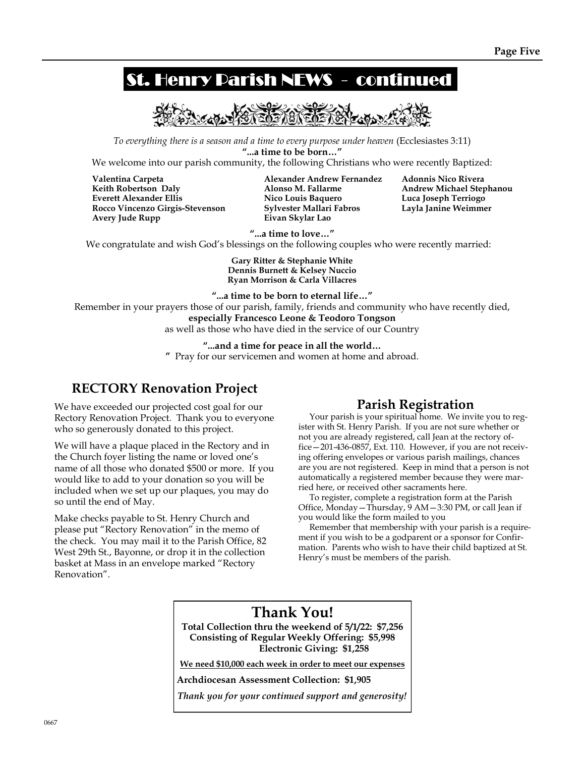# St. Henry Parish NEWS - continued

*To everything there is a season and a time to every purpose under heaven* (Ecclesiastes 3:11)

**"...a time to be born…"**

We welcome into our parish community, the following Christians who were recently Baptized:

**Valentina Carpeta**
**Keith Robertson Daly**
**Everett Alexander Ellis**
**Rocco Vincenzo Girgis-Stevenson**
**Avery Jude Rupp**
**Alexander Andrew Fernandez**
**Alonso M. Fallarme**
**Nico Louis Baquero**
**Sylvester Mallari Fabros**
**Eivan Skylar Lao**
**Adonnis Nico Rivera**
**Andrew Michael Stephanou**
**Luca Joseph Terriogo**
**Layla Janine Weimmer**

**"...a time to love…"**

We congratulate and wish God's blessings on the following couples who were recently married:

**Gary Ritter & Stephanie White**
**Dennis Burnett & Kelsey Nuccio**
**Ryan Morrison & Carla Villacres**

**"...a time to be born to eternal life…"**

Remember in your prayers those of our parish, family, friends and community who have recently died,
**especially Francesco Leone & Teodoro Tongson**
as well as those who have died in the service of our Country

**"...and a time for peace in all the world…**

**"** Pray for our servicemen and women at home and abroad.

## RECTORY Renovation Project

We have exceeded our projected cost goal for our Rectory Renovation Project. Thank you to everyone who so generously donated to this project.

We will have a plaque placed in the Rectory and in the Church foyer listing the name or loved one's name of all those who donated $500 or more. If you would like to add to your donation so you will be included when we set up our plaques, you may do so until the end of May.

Make checks payable to St. Henry Church and please put "Rectory Renovation" in the memo of the check. You may mail it to the Parish Office, 82 West 29th St., Bayonne, or drop it in the collection basket at Mass in an envelope marked "Rectory Renovation".

## Parish Registration

Your parish is your spiritual home. We invite you to register with St. Henry Parish. If you are not sure whether or not you are already registered, call Jean at the rectory office—201-436-0857, Ext. 110. However, if you are not receiving offering envelopes or various parish mailings, chances are you are not registered. Keep in mind that a person is not automatically a registered member because they were married here, or received other sacraments here.

To register, complete a registration form at the Parish Office, Monday—Thursday, 9 AM—3:30 PM, or call Jean if you would like the form mailed to you

Remember that membership with your parish is a requirement if you wish to be a godparent or a sponsor for Confirmation. Parents who wish to have their child baptized at St. Henry's must be members of the parish.

## Thank You!

**Total Collection thru the weekend of 5/1/22: $7,256**
**Consisting of Regular Weekly Offering: $5,998**
**Electronic Giving: $1,258**

**We need $10,000 each week in order to meet our expenses**

**Archdiocesan Assessment Collection: $1,905**

***Thank you for your continued support and generosity!***

0667